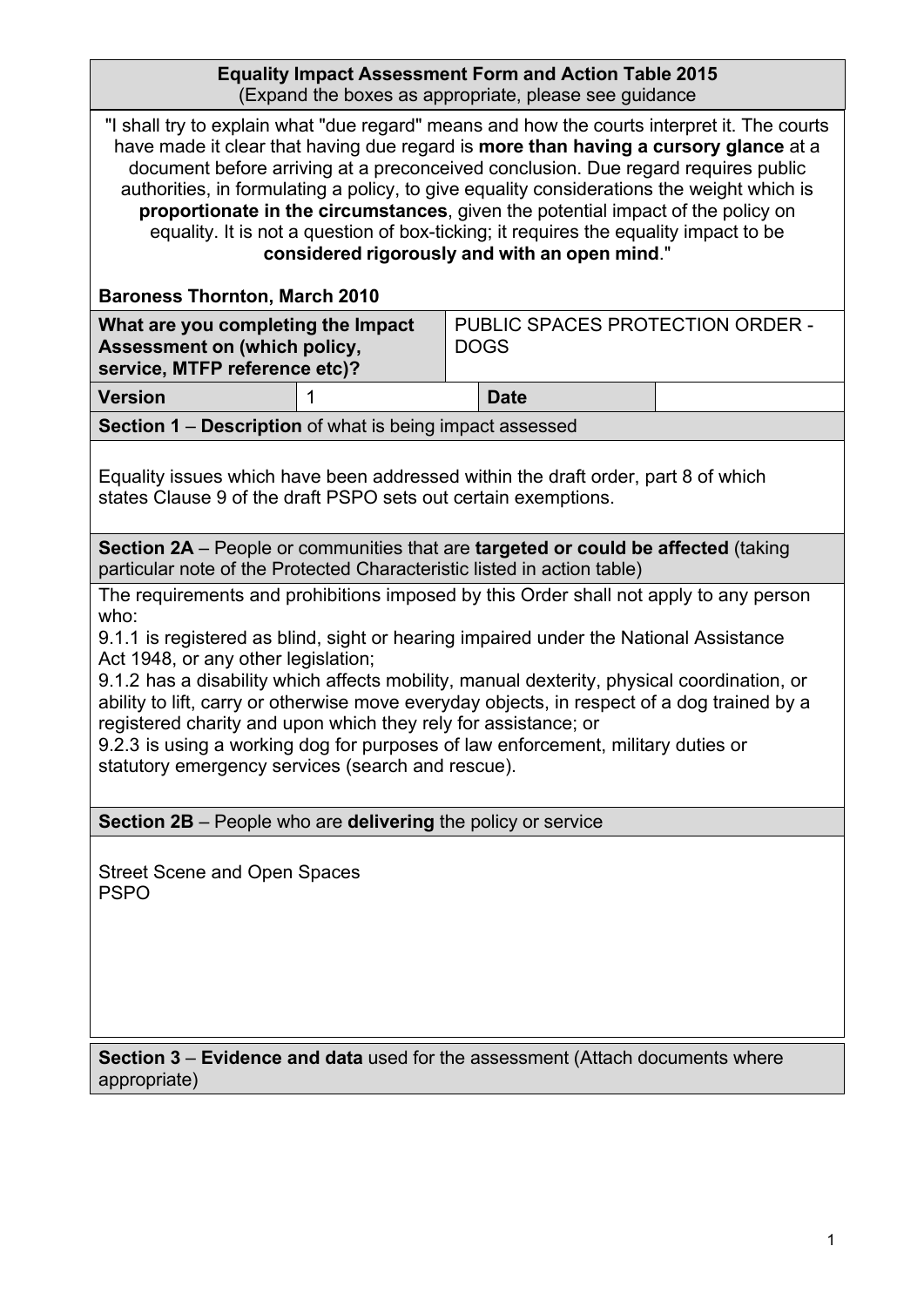**Equality Impact Assessment Form and Action Table 2015**
(Expand the boxes as appropriate, please see guidance

"I shall try to explain what "due regard" means and how the courts interpret it. The courts have made it clear that having due regard is **more than having a cursory glance** at a document before arriving at a preconceived conclusion. Due regard requires public authorities, in formulating a policy, to give equality considerations the weight which is **proportionate in the circumstances**, given the potential impact of the policy on equality. It is not a question of box-ticking; it requires the equality impact to be **considered rigorously and with an open mind**."

**Baroness Thornton, March 2010**

| **What are you completing the Impact Assessment on (which policy, service, MTFP reference etc)?** | | PUBLIC SPACES PROTECTION ORDER - DOGS | |
|---|---|---|---|
| **Version** | 1 | **Date** | |

**Section 1** – **Description** of what is being impact assessed

Equality issues which have been addressed within the draft order, part 8 of which states Clause 9 of the draft PSPO sets out certain exemptions.

**Section 2A** – People or communities that are **targeted or could be affected** (taking particular note of the Protected Characteristic listed in action table)

The requirements and prohibitions imposed by this Order shall not apply to any person who:

9.1.1 is registered as blind, sight or hearing impaired under the National Assistance Act 1948, or any other legislation;

9.1.2 has a disability which affects mobility, manual dexterity, physical coordination, or ability to lift, carry or otherwise move everyday objects, in respect of a dog trained by a registered charity and upon which they rely for assistance; or

9.2.3 is using a working dog for purposes of law enforcement, military duties or statutory emergency services (search and rescue).

**Section 2B** – People who are **delivering** the policy or service

Street Scene and Open Spaces
PSPO

**Section 3** – **Evidence and data** used for the assessment (Attach documents where appropriate)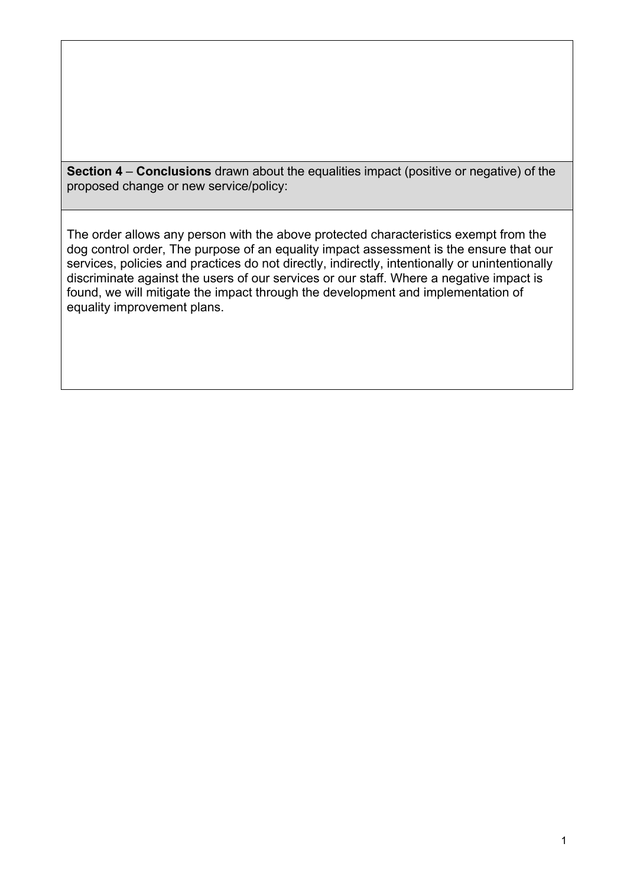**Section 4** – **Conclusions** drawn about the equalities impact (positive or negative) of the proposed change or new service/policy:

The order allows any person with the above protected characteristics exempt from the dog control order, The purpose of an equality impact assessment is the ensure that our services, policies and practices do not directly, indirectly, intentionally or unintentionally discriminate against the users of our services or our staff. Where a negative impact is found, we will mitigate the impact through the development and implementation of equality improvement plans.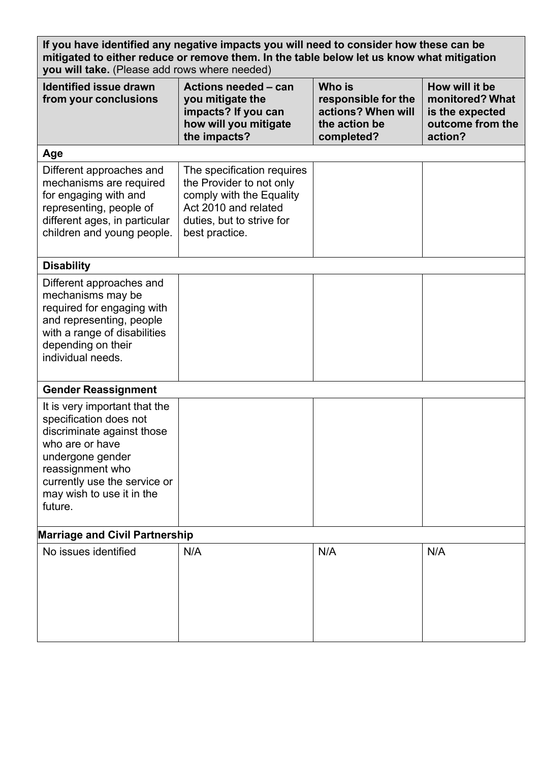| **If you have identified any negative impacts you will need to consider how these can be mitigated to either reduce or remove them. In the table below let us know what mitigation you will take.** (Please add rows where needed) | | | |
|---|---|---|---|
| **Identified issue drawn from your conclusions** | **Actions needed – can you mitigate the impacts? If you can how will you mitigate the impacts?** | **Who is responsible for the actions? When will the action be completed?** | **How will it be monitored? What is the expected outcome from the action?** |
| **Age** | | | |
| Different approaches and mechanisms are required for engaging with and representing, people of different ages, in particular children and young people. | The specification requires the Provider to not only comply with the Equality Act 2010 and related duties, but to strive for best practice. | | |
| **Disability** | | | |
| Different approaches and mechanisms may be required for engaging with and representing, people with a range of disabilities depending on their individual needs. | | | |
| **Gender Reassignment** | | | |
| It is very important that the specification does not discriminate against those who are or have undergone gender reassignment who currently use the service or may wish to use it in the future. | | | |
| **Marriage and Civil Partnership** | | | |
| No issues identified | N/A | N/A | N/A |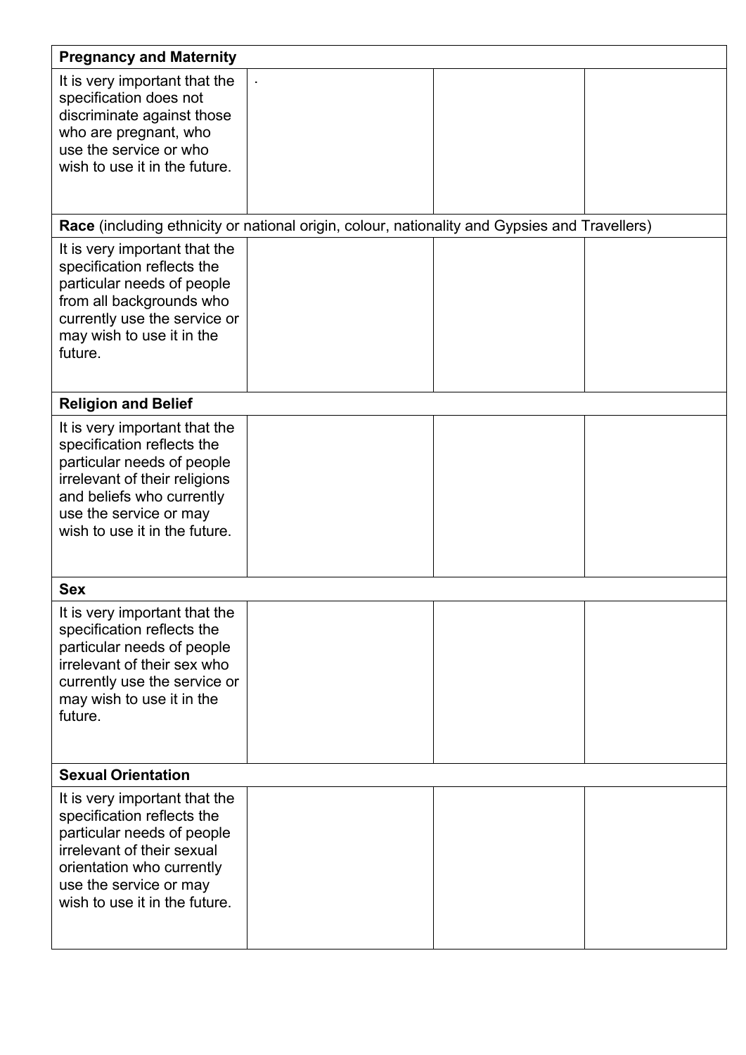| | | | |
|---|---|---|---|
| **Pregnancy and Maternity** | | | |
| It is very important that the specification does not discriminate against those who are pregnant, who use the service or who wish to use it in the future. | . | | |
| **Race** (including ethnicity or national origin, colour, nationality and Gypsies and Travellers) | | | |
| It is very important that the specification reflects the particular needs of people from all backgrounds who currently use the service or may wish to use it in the future. | | | |
| **Religion and Belief** | | | |
| It is very important that the specification reflects the particular needs of people irrelevant of their religions and beliefs who currently use the service or may wish to use it in the future. | | | |
| **Sex** | | | |
| It is very important that the specification reflects the particular needs of people irrelevant of their sex who currently use the service or may wish to use it in the future. | | | |
| **Sexual Orientation** | | | |
| It is very important that the specification reflects the particular needs of people irrelevant of their sexual orientation who currently use the service or may wish to use it in the future. | | | |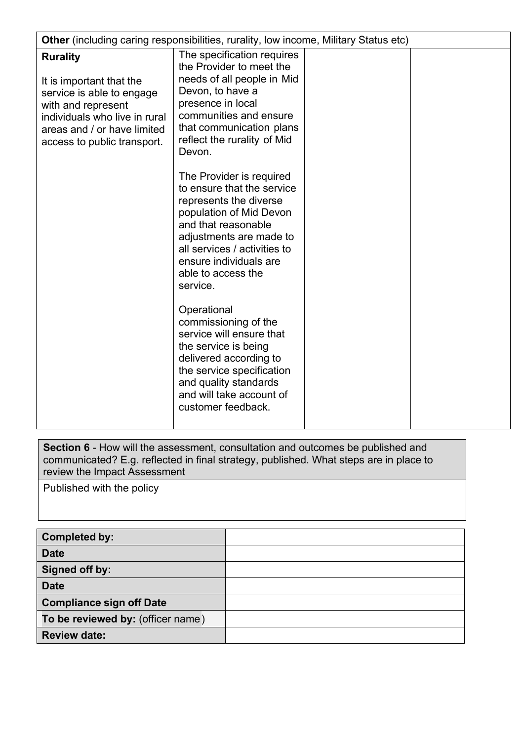| **Other** (including caring responsibilities, rurality, low income, Military Status etc) | | | |
|---|---|---|---|
| **Rurality**<br><br>It is important that the service is able to engage with and represent individuals who live in rural areas and / or have limited access to public transport. | The specification requires the Provider to meet the needs of all people in Mid Devon, to have a presence in local communities and ensure that communication plans reflect the rurality of Mid Devon.<br><br>The Provider is required to ensure that the service represents the diverse population of Mid Devon and that reasonable adjustments are made to all services / activities to ensure individuals are able to access the service.<br><br>Operational commissioning of the service will ensure that the service is being delivered according to the service specification and quality standards and will take account of customer feedback. | | |

| **Section 6** - How will the assessment, consultation and outcomes be published and communicated? E.g. reflected in final strategy, published. What steps are in place to review the Impact Assessment |
|---|
| Published with the policy |

| | |
|---|---|
| **Completed by:** | |
| **Date** | |
| **Signed off by:** | |
| **Date** | |
| **Compliance sign off Date** | |
| **To be reviewed by:** (officer name) | |
| **Review date:** | |